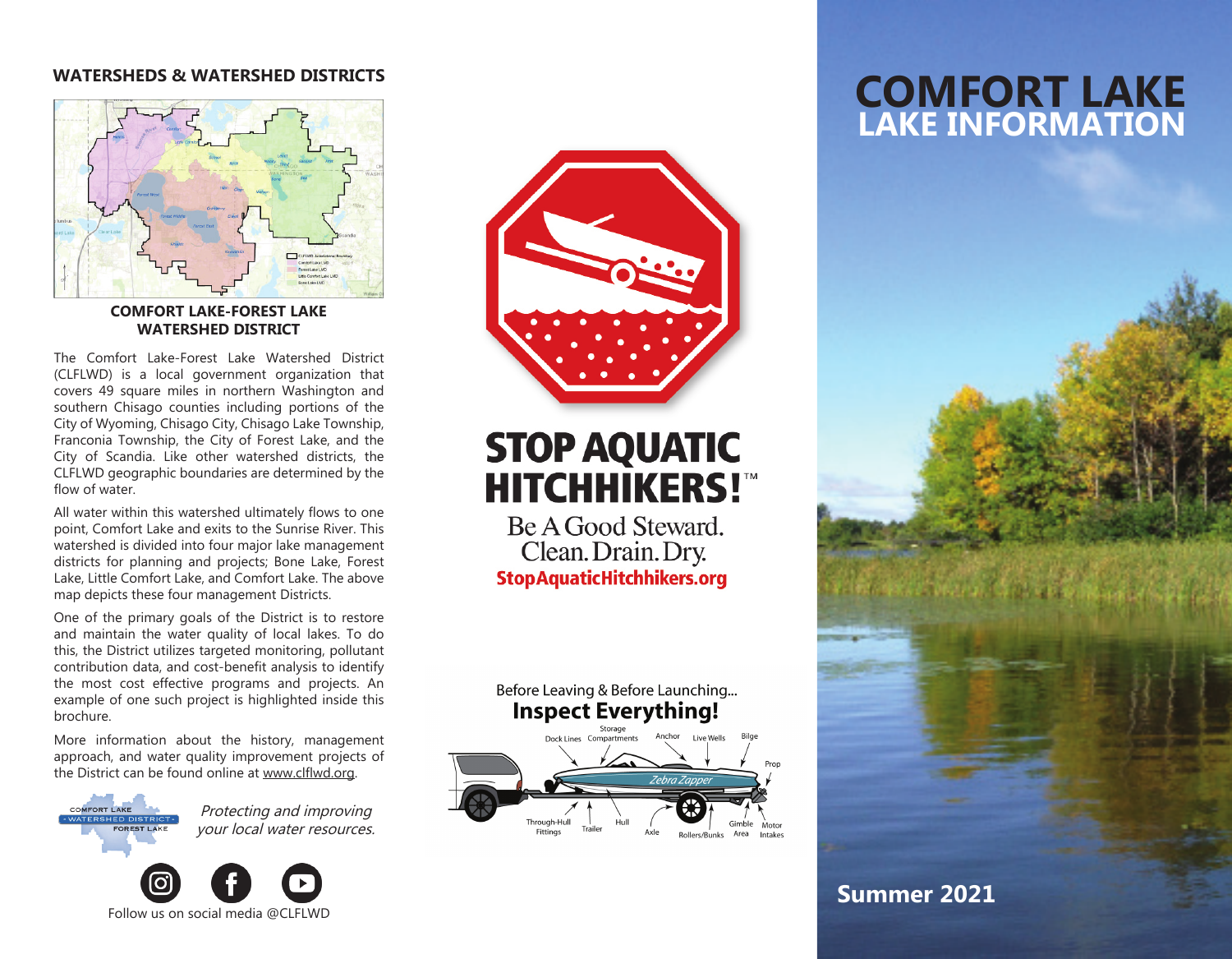## WATERSHEDS & WATERSHED DISTRICTS

### COMFORT LAKE-FOREST LAKE WATERSHED DISTRICT

The Comfort Lake-Forest Lake Watershed District (CLFLWD) is a local government organization that covers 49 square miles in northern Washington and southern Chisago counties including portions of the City of Wyoming, Chisago City, Chisago Lake Township, Franconia Township, the City of Forest Lake, and the City of Scandia. Like other watershed districts, the CLFLWD geographic boundaries are determined by the flow of water.

All water within this watershed ultimately flows to one point, Comfort Lake and exits to the Sunrise River. This watershed is divided into four major lake management districts for planning and projects; Bone Lake, Forest Lake, Little Comfort Lake, and Comfort Lake. The above map depicts these four management Districts.

One of the primary goals of the District is to restore and maintain the water quality of local lakes. To do this, the District utilizes targeted monitoring, pollutant contribution data, and cost-benefit analysis to identify the most cost effective programs and projects. An example of one such project is highlighted inside this brochure.

More information about the history, management approach, and water quality improvement projects of the District can be found online at www.clflwd.org.

COMFORT LAKE - WATERSHED DISTRICT - FOREST LAKE

*Protecting and improving your local water resources.*

Follow us on social media @CLFLWD

## STOP AQUATIC HITCHHIKERS!™

Be A Good Steward.
Clean. Drain. Dry.
**StopAquaticHitchhikers.org**

Before Leaving & Before Launching...

**Inspect Everything!**

Dock Lines, Storage Compartments, Anchor, Live Wells, Bilge, Prop, Through-Hull Fittings, Trailer, Hull, Axle, Rollers/Bunks, Gimble Area, Motor Intakes

# COMFORT LAKE
# LAKE INFORMATION

**Summer 2021**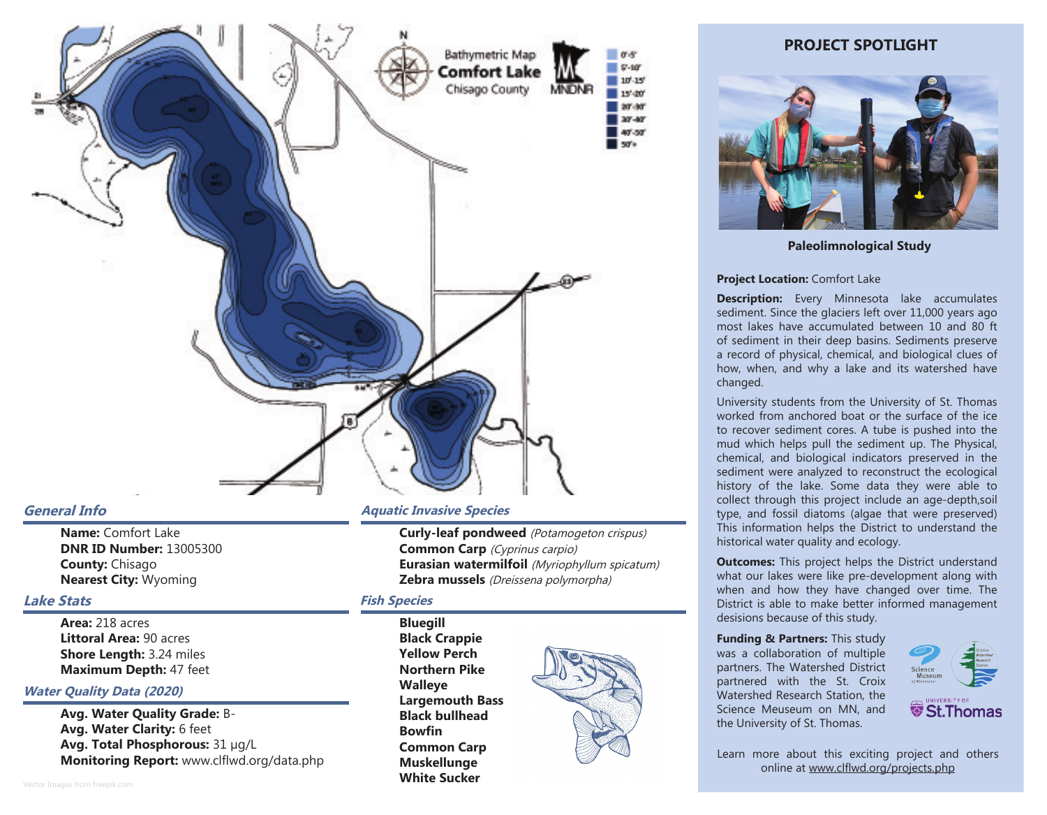Bathymetric Map
**Comfort Lake**
Chisago County

MNDNR

0'-5'
5'-10'
10'-15'
15'-20'
20'-30'
30'-40'
40'-50'
50'+

## General Info

**Name:** Comfort Lake
**DNR ID Number:** 13005300
**County:** Chisago
**Nearest City:** Wyoming

## Lake Stats

**Area:** 218 acres
**Littoral Area:** 90 acres
**Shore Length:** 3.24 miles
**Maximum Depth:** 47 feet

## Water Quality Data (2020)

**Avg. Water Quality Grade:** B-
**Avg. Water Clarity:** 6 feet
**Avg. Total Phosphorous:** 31 µg/L
**Monitoring Report:** www.clflwd.org/data.php

## Aquatic Invasive Species

**Curly-leaf pondweed** *(Potamogeton crispus)*
**Common Carp** *(Cyprinus carpio)*
**Eurasian watermilfoil** *(Myriophyllum spicatum)*
**Zebra mussels** *(Dreissena polymorpha)*

## Fish Species

**Bluegill**
**Black Crappie**
**Yellow Perch**
**Northern Pike**
**Walleye**
**Largemouth Bass**
**Black bullhead**
**Bowfin**
**Common Carp**
**Muskellunge**
**White Sucker**

Vector Images from freepik.com

## PROJECT SPOTLIGHT

**Paleolimnological Study**

**Project Location:** Comfort Lake

**Description:** Every Minnesota lake accumulates sediment. Since the glaciers left over 11,000 years ago most lakes have accumulated between 10 and 80 ft of sediment in their deep basins. Sediments preserve a record of physical, chemical, and biological clues of how, when, and why a lake and its watershed have changed.

University students from the University of St. Thomas worked from anchored boat or the surface of the ice to recover sediment cores. A tube is pushed into the mud which helps pull the sediment up. The Physical, chemical, and biological indicators preserved in the sediment were analyzed to reconstruct the ecological history of the lake. Some data they were able to collect through this project include an age-depth,soil type, and fossil diatoms (algae that were preserved) This information helps the District to understand the historical water quality and ecology.

**Outcomes:** This project helps the District understand what our lakes were like pre-development along with when and how they have changed over time. The District is able to make better informed management desisions because of this study.

**Funding & Partners:** This study was a collaboration of multiple partners. The Watershed District partnered with the St. Croix Watershed Research Station, the Science Meuseum on MN, and the University of St. Thomas.

Learn more about this exciting project and others online at www.clflwd.org/projects.php